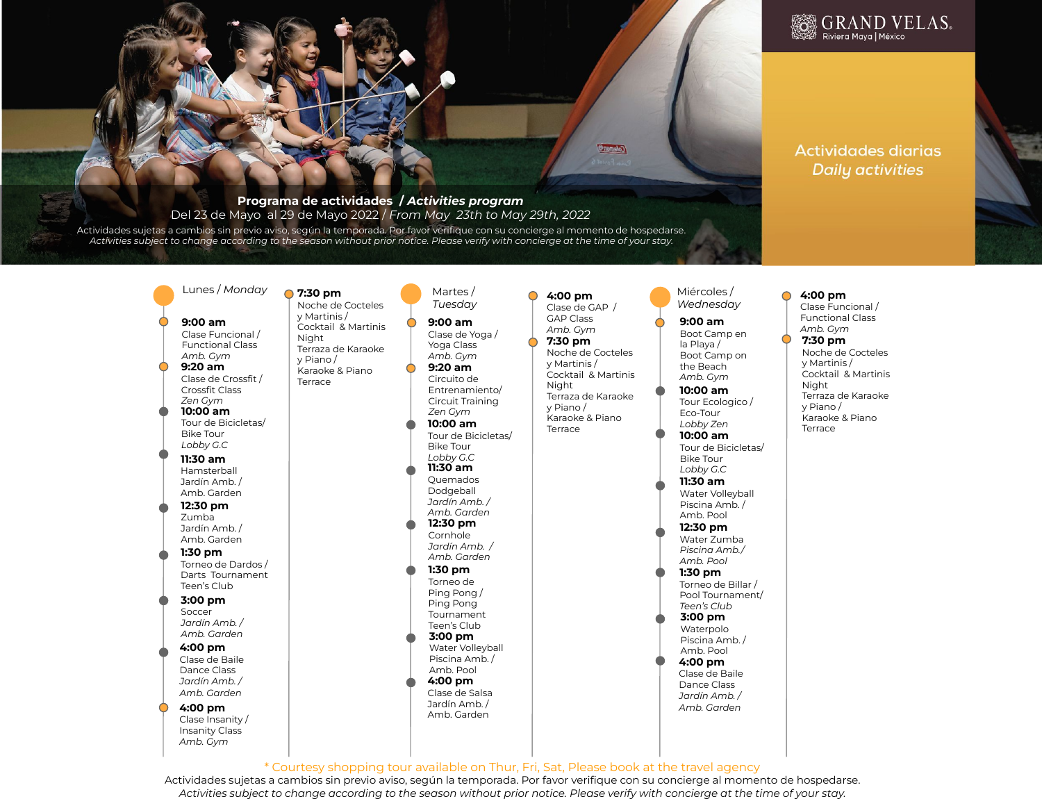# GRAND VELAS

Riviera Maya | México

## Actividades diarias / *Daily activities*

**Programa de actividades** / ***Activities program***

Del 23 de Mayo al 29 de Mayo 2022 / *From May 23th to May 29th, 2022*

Actividades sujetas a cambios sin previo aviso, según la temporada. Por favor verifique con su concierge al momento de hospedarse.
*Activities subject to change according to the season without prior notice. Please verify with concierge at the time of your stay.*

### Lunes / *Monday*

**9:00 am**
Clase Funcional / Functional Class
*Amb. Gym*

**9:20 am**
Clase de Crossfit / Crossfit Class
*Zen Gym*

**10:00 am**
Tour de Bicicletas/ Bike Tour
*Lobby G.C*

**11:30 am**
Hamsterball
Jardín Amb. / Amb. Garden

**12:30 pm**
Zumba
Jardín Amb. / Amb. Garden

**1:30 pm**
Torneo de Dardos / Darts Tournament
Teen's Club

**3:00 pm**
Soccer
*Jardin Amb. / Amb. Garden*

**4:00 pm**
Clase de Baile
Dance Class
*Jardín Amb. / Amb. Garden*

**4:00 pm**
Clase Insanity / Insanity Class
*Amb. Gym*

**7:30 pm**
Noche de Cocteles y Martinis / Cocktail & Martinis Night
Terraza de Karaoke y Piano / Karaoke & Piano Terrace

### Martes / *Tuesday*

**9:00 am**
Clase de Yoga / Yoga Class
*Amb. Gym*

**9:20 am**
Circuito de Entrenamiento/ Circuit Training
*Zen Gym*

**10:00 am**
Tour de Bicicletas/ Bike Tour
*Lobby G.C*

**11:30 am**
Quemados
Dodgeball
*Jardín Amb. / Amb. Garden*

**12:30 pm**
Cornhole
*Jardín Amb. / Amb. Garden*

**1:30 pm**
Torneo de Ping Pong / Ping Pong Tournament
Teen's Club

**3:00 pm**
Water Volleyball
Piscina Amb. / Amb. Pool

**4:00 pm**
Clase de Salsa
Jardín Amb. / Amb. Garden

**4:00 pm**
Clase de GAP / GAP Class
*Amb. Gym*

**7:30 pm**
Noche de Cocteles y Martinis / Cocktail & Martinis Night
Terraza de Karaoke y Piano / Karaoke & Piano Terrace

### Miércoles / *Wednesday*

**9:00 am**
Boot Camp en la Playa / Boot Camp on the Beach
*Amb. Gym*

**10:00 am**
Tour Ecologico / Eco-Tour
*Lobby Zen*

**10:00 am**
Tour de Bicicletas/ Bike Tour
*Lobby G.C*

**11:30 am**
Water Volleyball
Piscina Amb. / Amb. Pool

**12:30 pm**
Water Zumba
*Piscina Amb./ Amb. Pool*

**1:30 pm**
Torneo de Billar / Pool Tournament/
*Teen's Club*

**3:00 pm**
Waterpolo
Piscina Amb. / Amb. Pool

**4:00 pm**
Clase de Baile
Dance Class
*Jardín Amb. / Amb. Garden*

**4:00 pm**
Clase Funcional / Functional Class
*Amb. Gym*

**7:30 pm**
Noche de Cocteles y Martinis / Cocktail & Martinis Night
Terraza de Karaoke y Piano / Karaoke & Piano Terrace

---

\* Courtesy shopping tour available on Thur, Fri, Sat, Please book at the travel agency

Actividades sujetas a cambios sin previo aviso, según la temporada. Por favor verifique con su concierge al momento de hospedarse.
*Activities subject to change according to the season without prior notice. Please verify with concierge at the time of your stay.*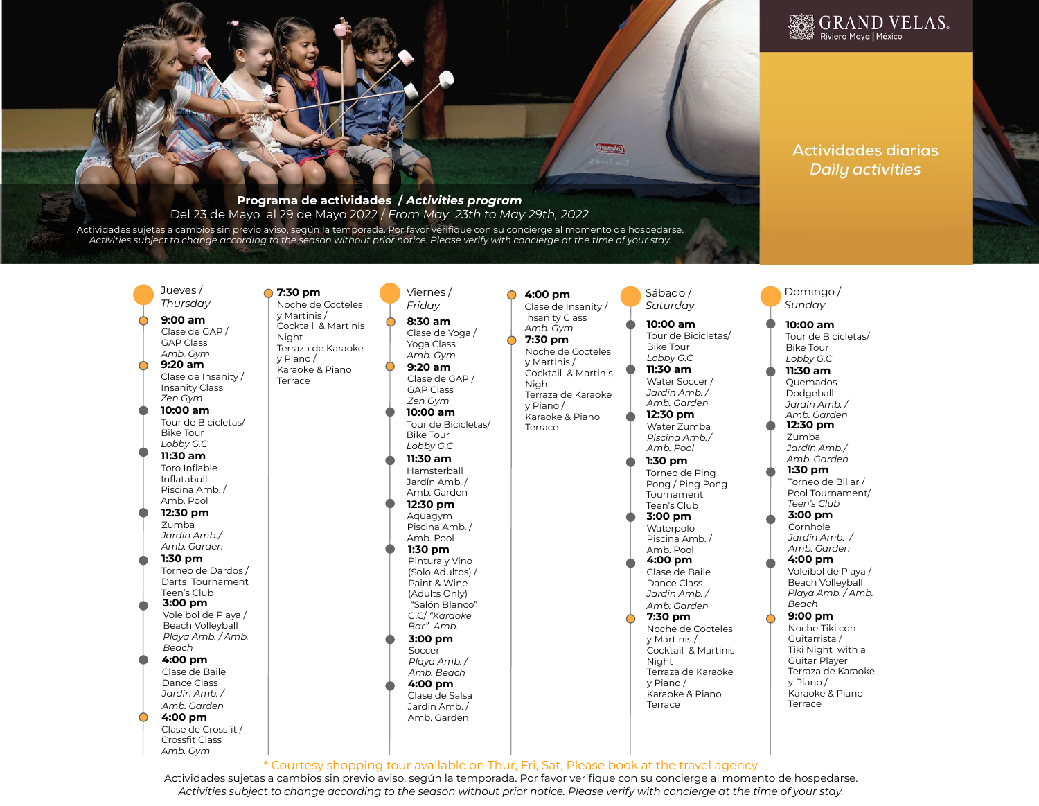GRAND VELAS

Riviera Maya | México

Actividades diarias
*Daily activities*

**Programa de actividades** / ***Activities program***

Del 23 de Mayo al 29 de Mayo 2022 / *From May 23th to May 29th, 2022*

Actividades sujetas a cambios sin previo aviso, según la temporada. Por favor verifique con su concierge al momento de hospedarse.
*Activities subject to change according to the season without prior notice. Please verify with concierge at the time of your stay.*

## Jueves / *Thursday*

**9:00 am**
Clase de GAP / GAP Class
*Amb. Gym*

**9:20 am**
Clase de Insanity / Insanity Class
*Zen Gym*

**10:00 am**
Tour de Bicicletas/ Bike Tour
*Lobby G.C*

**11:30 am**
Toro Inflable Inflatabull
Piscina Amb. / Amb. Pool

**12:30 pm**
Zumba
*Jardín Amb./ Amb. Garden*

**1:30 pm**
Torneo de Dardos / Darts Tournament
Teen's Club

**3:00 pm**
Voleibol de Playa / Beach Volleyball
*Playa Amb. / Amb. Beach*

**4:00 pm**
Clase de Baile Dance Class
*Jardín Amb. / Amb. Garden*

**4:00 pm**
Clase de Crossfit / Crossfit Class
*Amb. Gym*

**7:30 pm**
Noche de Cocteles y Martinis / Cocktail & Martinis Night
Terraza de Karaoke y Piano / Karaoke & Piano Terrace

## Viernes / *Friday*

**8:30 am**
Clase de Yoga / Yoga Class
*Amb. Gym*

**9:20 am**
Clase de GAP / GAP Class
*Zen Gym*

**10:00 am**
Tour de Bicicletas/ Bike Tour
*Lobby G.C*

**11:30 am**
Hamsterball
Jardín Amb. / Amb. Garden

**12:30 pm**
Aquagym
Piscina Amb. / Amb. Pool

**1:30 pm**
Pintura y Vino (Solo Adultos) / Paint & Wine (Adults Only)
"Salón Blanco" G.C/ *"Karaoke Bar" Amb.*

**3:00 pm**
Soccer
*Playa Amb. / Amb. Beach*

**4:00 pm**
Clase de Salsa
Jardín Amb. / Amb. Garden

**4:00 pm**
Clase de Insanity / Insanity Class
*Amb. Gym*

**7:30 pm**
Noche de Cocteles y Martinis / Cocktail & Martinis Night
Terraza de Karaoke y Piano / Karaoke & Piano Terrace

## Sábado / *Saturday*

**10:00 am**
Tour de Bicicletas/ Bike Tour
*Lobby G.C*

**11:30 am**
Water Soccer /
*Jardín Amb. / Amb. Garden*

**12:30 pm**
Water Zumba
*Piscina Amb./ Amb. Pool*

**1:30 pm**
Torneo de Ping Pong / Ping Pong Tournament
Teen's Club

**3:00 pm**
Waterpolo
Piscina Amb. / Amb. Pool

**4:00 pm**
Clase de Baile Dance Class
*Jardín Amb. / Amb. Garden*

**7:30 pm**
Noche de Cocteles y Martinis / Cocktail & Martinis Night
Terraza de Karaoke y Piano / Karaoke & Piano Terrace

## Domingo / *Sunday*

**10:00 am**
Tour de Bicicletas/ Bike Tour
*Lobby G.C*

**11:30 am**
Quemados Dodgeball
*Jardín Amb. / Amb. Garden*

**12:30 pm**
Zumba
*Jardín Amb./ Amb. Garden*

**1:30 pm**
Torneo de Billar / Pool Tournament/
*Teen's Club*

**3:00 pm**
Cornhole
*Jardín Amb. / Amb. Garden*

**4:00 pm**
Voleibol de Playa / Beach Volleyball
*Playa Amb. / Amb. Beach*

**9:00 pm**
Noche Tiki con Guitarrista / Tiki Night with a Guitar Player
Terraza de Karaoke y Piano / Karaoke & Piano Terrace

\* Courtesy shopping tour available on Thur, Fri, Sat, Please book at the travel agency

Actividades sujetas a cambios sin previo aviso, según la temporada. Por favor verifique con su concierge al momento de hospedarse.
*Activities subject to change according to the season without prior notice. Please verify with concierge at the time of your stay.*